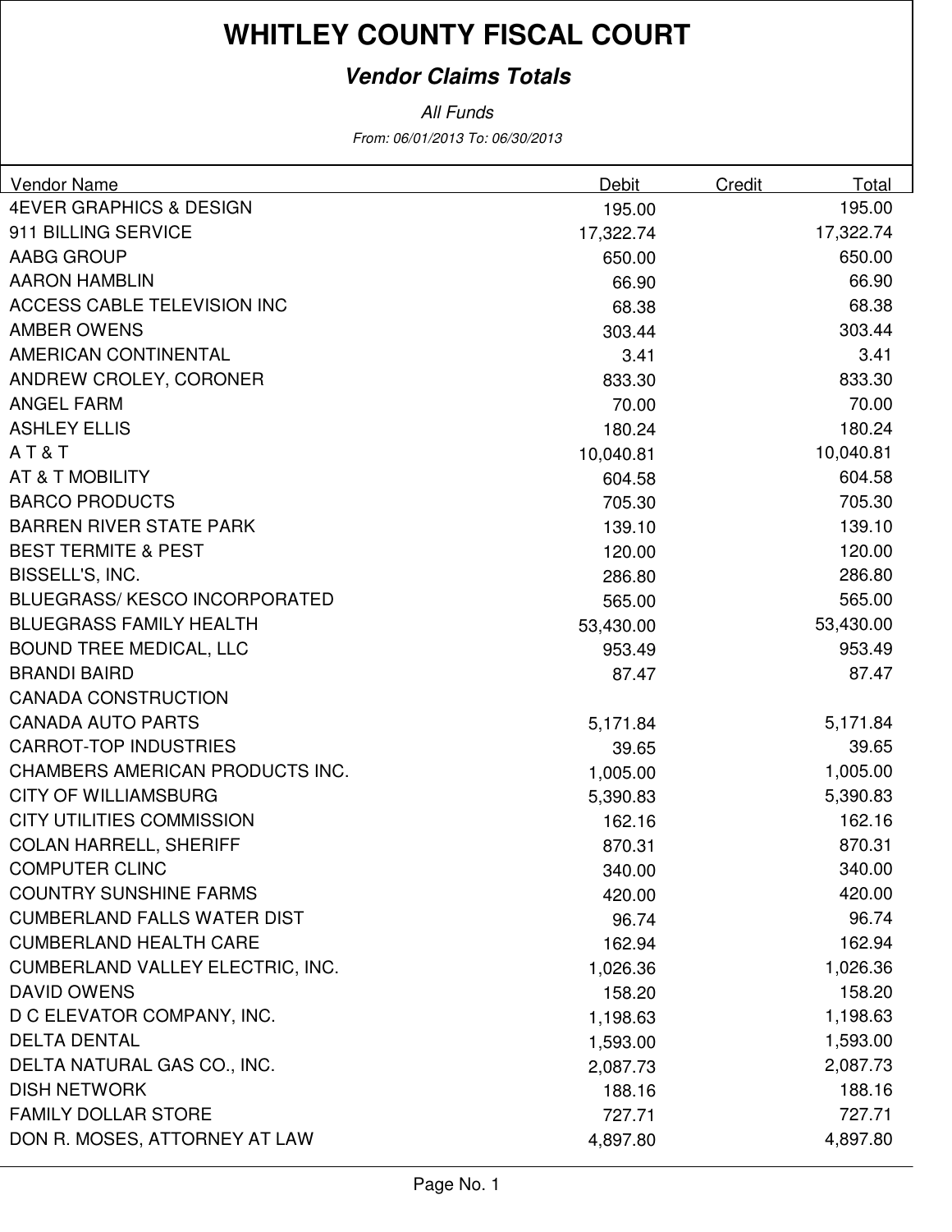# WHITLEY COUNTY FISCAL COURT

## *Vendor Claims Totals*

*All Funds*

*From: 06/01/2013 To: 06/30/2013*

| Vendor Name | Debit | Credit | Total |
|---|---|---|---|
| 4EVER GRAPHICS & DESIGN | 195.00 | | 195.00 |
| 911 BILLING SERVICE | 17,322.74 | | 17,322.74 |
| AABG GROUP | 650.00 | | 650.00 |
| AARON HAMBLIN | 66.90 | | 66.90 |
| ACCESS CABLE TELEVISION INC | 68.38 | | 68.38 |
| AMBER OWENS | 303.44 | | 303.44 |
| AMERICAN CONTINENTAL | 3.41 | | 3.41 |
| ANDREW CROLEY, CORONER | 833.30 | | 833.30 |
| ANGEL FARM | 70.00 | | 70.00 |
| ASHLEY ELLIS | 180.24 | | 180.24 |
| A T & T | 10,040.81 | | 10,040.81 |
| AT & T MOBILITY | 604.58 | | 604.58 |
| BARCO PRODUCTS | 705.30 | | 705.30 |
| BARREN RIVER STATE PARK | 139.10 | | 139.10 |
| BEST TERMITE & PEST | 120.00 | | 120.00 |
| BISSELL'S, INC. | 286.80 | | 286.80 |
| BLUEGRASS/ KESCO INCORPORATED | 565.00 | | 565.00 |
| BLUEGRASS FAMILY HEALTH | 53,430.00 | | 53,430.00 |
| BOUND TREE MEDICAL, LLC | 953.49 | | 953.49 |
| BRANDI BAIRD | 87.47 | | 87.47 |
| CANADA CONSTRUCTION | | | |
| CANADA AUTO PARTS | 5,171.84 | | 5,171.84 |
| CARROT-TOP INDUSTRIES | 39.65 | | 39.65 |
| CHAMBERS AMERICAN PRODUCTS INC. | 1,005.00 | | 1,005.00 |
| CITY OF WILLIAMSBURG | 5,390.83 | | 5,390.83 |
| CITY UTILITIES COMMISSION | 162.16 | | 162.16 |
| COLAN HARRELL, SHERIFF | 870.31 | | 870.31 |
| COMPUTER CLINC | 340.00 | | 340.00 |
| COUNTRY SUNSHINE FARMS | 420.00 | | 420.00 |
| CUMBERLAND FALLS WATER DIST | 96.74 | | 96.74 |
| CUMBERLAND HEALTH CARE | 162.94 | | 162.94 |
| CUMBERLAND VALLEY ELECTRIC, INC. | 1,026.36 | | 1,026.36 |
| DAVID OWENS | 158.20 | | 158.20 |
| D C ELEVATOR COMPANY, INC. | 1,198.63 | | 1,198.63 |
| DELTA DENTAL | 1,593.00 | | 1,593.00 |
| DELTA NATURAL GAS CO., INC. | 2,087.73 | | 2,087.73 |
| DISH NETWORK | 188.16 | | 188.16 |
| FAMILY DOLLAR STORE | 727.71 | | 727.71 |
| DON R. MOSES, ATTORNEY AT LAW | 4,897.80 | | 4,897.80 |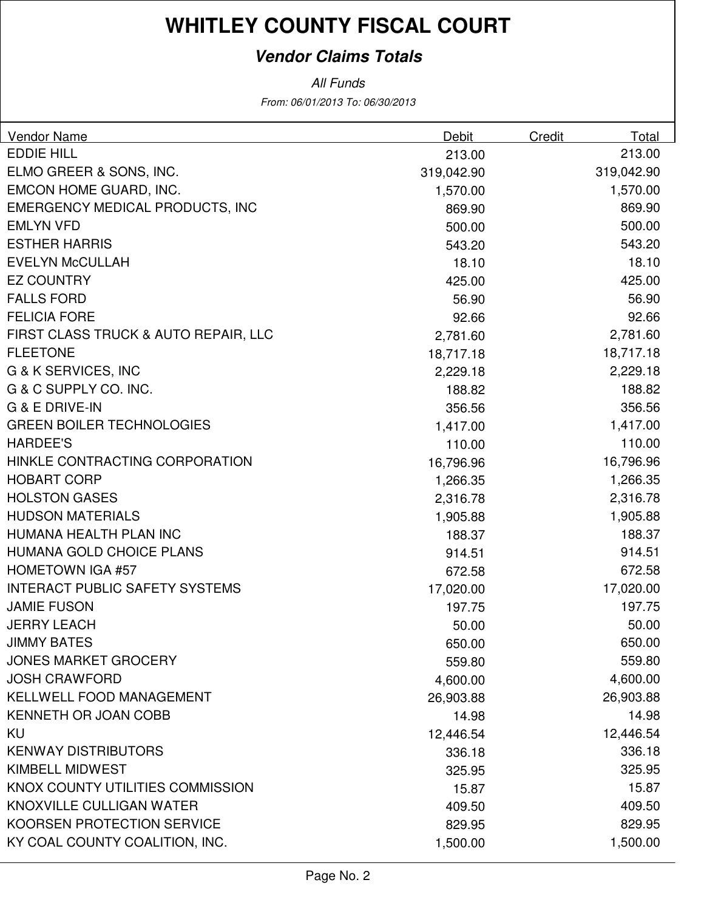# WHITLEY COUNTY FISCAL COURT

## *Vendor Claims Totals*

*All Funds*

*From: 06/01/2013 To: 06/30/2013*

| Vendor Name | Debit | Credit | Total |
|---|---|---|---|
| EDDIE HILL | 213.00 | | 213.00 |
| ELMO GREER & SONS, INC. | 319,042.90 | | 319,042.90 |
| EMCON HOME GUARD, INC. | 1,570.00 | | 1,570.00 |
| EMERGENCY MEDICAL PRODUCTS, INC | 869.90 | | 869.90 |
| EMLYN VFD | 500.00 | | 500.00 |
| ESTHER HARRIS | 543.20 | | 543.20 |
| EVELYN McCULLAH | 18.10 | | 18.10 |
| EZ COUNTRY | 425.00 | | 425.00 |
| FALLS FORD | 56.90 | | 56.90 |
| FELICIA FORE | 92.66 | | 92.66 |
| FIRST CLASS TRUCK & AUTO REPAIR, LLC | 2,781.60 | | 2,781.60 |
| FLEETONE | 18,717.18 | | 18,717.18 |
| G & K SERVICES, INC | 2,229.18 | | 2,229.18 |
| G & C SUPPLY CO. INC. | 188.82 | | 188.82 |
| G & E DRIVE-IN | 356.56 | | 356.56 |
| GREEN BOILER TECHNOLOGIES | 1,417.00 | | 1,417.00 |
| HARDEE'S | 110.00 | | 110.00 |
| HINKLE CONTRACTING CORPORATION | 16,796.96 | | 16,796.96 |
| HOBART CORP | 1,266.35 | | 1,266.35 |
| HOLSTON GASES | 2,316.78 | | 2,316.78 |
| HUDSON MATERIALS | 1,905.88 | | 1,905.88 |
| HUMANA HEALTH PLAN INC | 188.37 | | 188.37 |
| HUMANA GOLD CHOICE PLANS | 914.51 | | 914.51 |
| HOMETOWN IGA #57 | 672.58 | | 672.58 |
| INTERACT PUBLIC SAFETY SYSTEMS | 17,020.00 | | 17,020.00 |
| JAMIE FUSON | 197.75 | | 197.75 |
| JERRY LEACH | 50.00 | | 50.00 |
| JIMMY BATES | 650.00 | | 650.00 |
| JONES MARKET GROCERY | 559.80 | | 559.80 |
| JOSH CRAWFORD | 4,600.00 | | 4,600.00 |
| KELLWELL FOOD MANAGEMENT | 26,903.88 | | 26,903.88 |
| KENNETH OR JOAN COBB | 14.98 | | 14.98 |
| KU | 12,446.54 | | 12,446.54 |
| KENWAY DISTRIBUTORS | 336.18 | | 336.18 |
| KIMBELL MIDWEST | 325.95 | | 325.95 |
| KNOX COUNTY UTILITIES COMMISSION | 15.87 | | 15.87 |
| KNOXVILLE CULLIGAN WATER | 409.50 | | 409.50 |
| KOORSEN PROTECTION SERVICE | 829.95 | | 829.95 |
| KY COAL COUNTY COALITION, INC. | 1,500.00 | | 1,500.00 |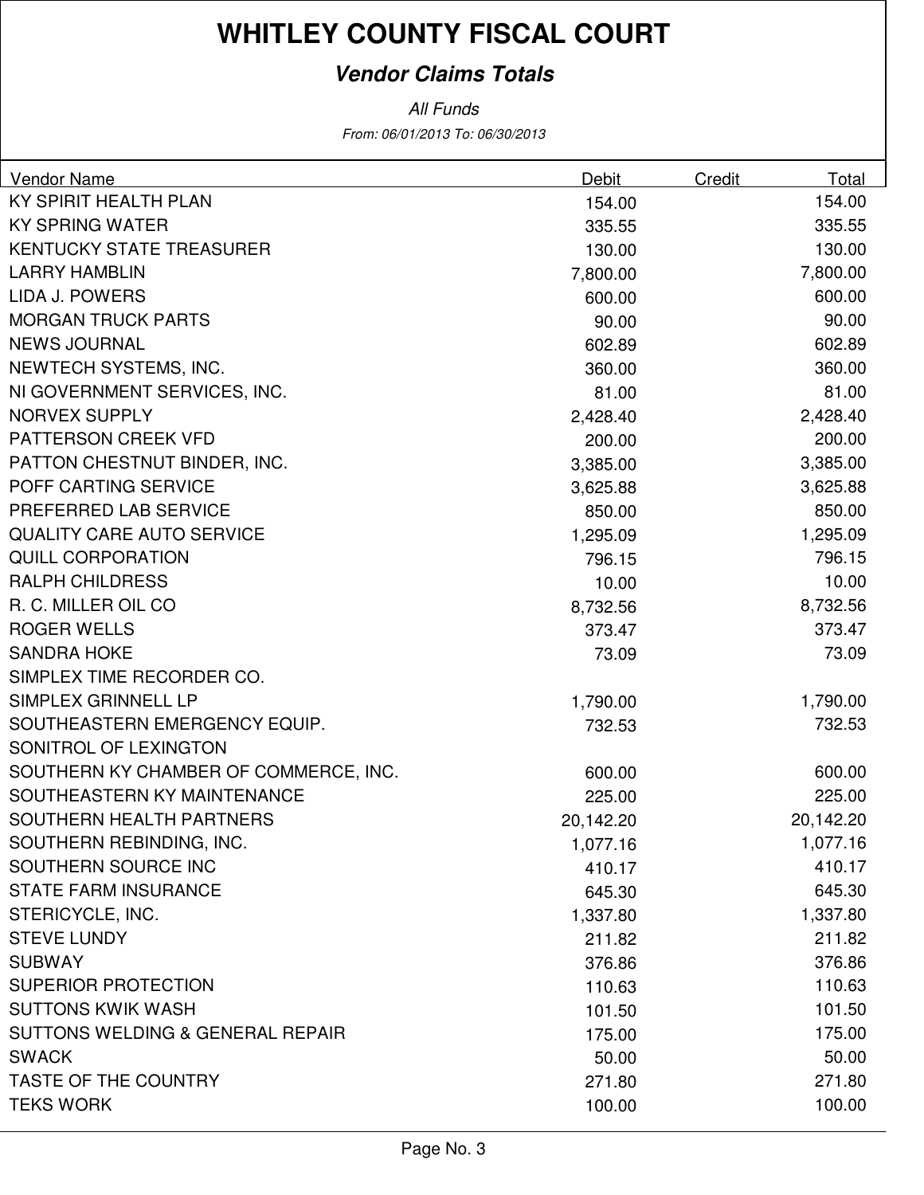# WHITLEY COUNTY FISCAL COURT

## *Vendor Claims Totals*

*All Funds*

*From: 06/01/2013 To: 06/30/2013*

| Vendor Name | Debit | Credit | Total |
|---|---|---|---|
| KY SPIRIT HEALTH PLAN | 154.00 | | 154.00 |
| KY SPRING WATER | 335.55 | | 335.55 |
| KENTUCKY STATE TREASURER | 130.00 | | 130.00 |
| LARRY HAMBLIN | 7,800.00 | | 7,800.00 |
| LIDA J. POWERS | 600.00 | | 600.00 |
| MORGAN TRUCK PARTS | 90.00 | | 90.00 |
| NEWS JOURNAL | 602.89 | | 602.89 |
| NEWTECH SYSTEMS, INC. | 360.00 | | 360.00 |
| NI GOVERNMENT SERVICES, INC. | 81.00 | | 81.00 |
| NORVEX SUPPLY | 2,428.40 | | 2,428.40 |
| PATTERSON CREEK VFD | 200.00 | | 200.00 |
| PATTON CHESTNUT BINDER, INC. | 3,385.00 | | 3,385.00 |
| POFF CARTING SERVICE | 3,625.88 | | 3,625.88 |
| PREFERRED LAB SERVICE | 850.00 | | 850.00 |
| QUALITY CARE AUTO SERVICE | 1,295.09 | | 1,295.09 |
| QUILL CORPORATION | 796.15 | | 796.15 |
| RALPH CHILDRESS | 10.00 | | 10.00 |
| R. C. MILLER OIL CO | 8,732.56 | | 8,732.56 |
| ROGER WELLS | 373.47 | | 373.47 |
| SANDRA HOKE | 73.09 | | 73.09 |
| SIMPLEX TIME RECORDER CO. | | | |
| SIMPLEX GRINNELL LP | 1,790.00 | | 1,790.00 |
| SOUTHEASTERN EMERGENCY EQUIP. | 732.53 | | 732.53 |
| SONITROL OF LEXINGTON | | | |
| SOUTHERN KY CHAMBER OF COMMERCE, INC. | 600.00 | | 600.00 |
| SOUTHEASTERN KY MAINTENANCE | 225.00 | | 225.00 |
| SOUTHERN HEALTH PARTNERS | 20,142.20 | | 20,142.20 |
| SOUTHERN REBINDING, INC. | 1,077.16 | | 1,077.16 |
| SOUTHERN SOURCE INC | 410.17 | | 410.17 |
| STATE FARM INSURANCE | 645.30 | | 645.30 |
| STERICYCLE, INC. | 1,337.80 | | 1,337.80 |
| STEVE LUNDY | 211.82 | | 211.82 |
| SUBWAY | 376.86 | | 376.86 |
| SUPERIOR PROTECTION | 110.63 | | 110.63 |
| SUTTONS KWIK WASH | 101.50 | | 101.50 |
| SUTTONS WELDING & GENERAL REPAIR | 175.00 | | 175.00 |
| SWACK | 50.00 | | 50.00 |
| TASTE OF THE COUNTRY | 271.80 | | 271.80 |
| TEKS WORK | 100.00 | | 100.00 |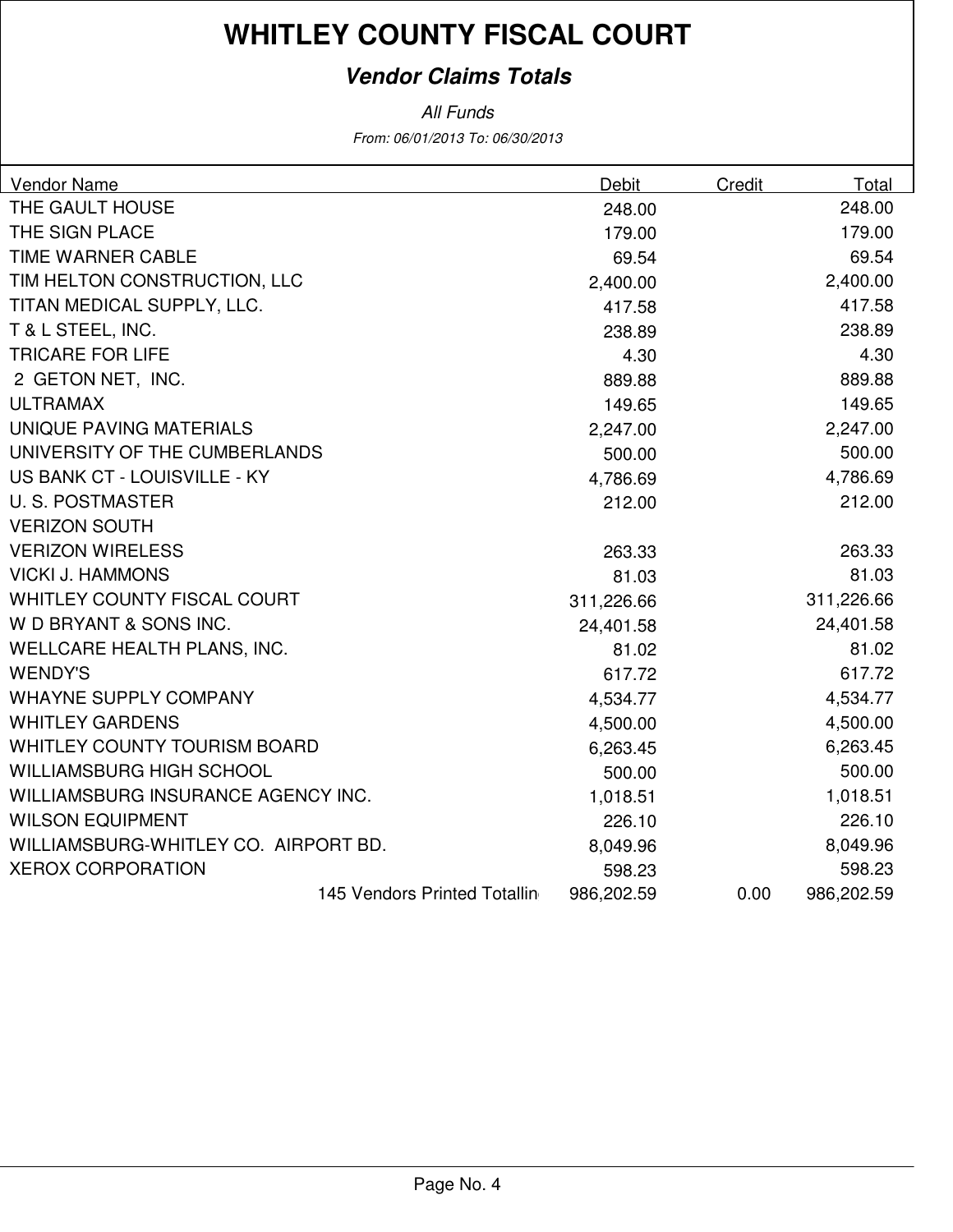# WHITLEY COUNTY FISCAL COURT

## *Vendor Claims Totals*

*All Funds*

*From: 06/01/2013 To: 06/30/2013*

| Vendor Name | Debit | Credit | Total |
|---|---|---|---|
| THE GAULT HOUSE | 248.00 | | 248.00 |
| THE SIGN PLACE | 179.00 | | 179.00 |
| TIME WARNER CABLE | 69.54 | | 69.54 |
| TIM HELTON CONSTRUCTION, LLC | 2,400.00 | | 2,400.00 |
| TITAN MEDICAL SUPPLY, LLC. | 417.58 | | 417.58 |
| T & L STEEL, INC. | 238.89 | | 238.89 |
| TRICARE FOR LIFE | 4.30 | | 4.30 |
| 2 GETON NET, INC. | 889.88 | | 889.88 |
| ULTRAMAX | 149.65 | | 149.65 |
| UNIQUE PAVING MATERIALS | 2,247.00 | | 2,247.00 |
| UNIVERSITY OF THE CUMBERLANDS | 500.00 | | 500.00 |
| US BANK CT - LOUISVILLE - KY | 4,786.69 | | 4,786.69 |
| U. S. POSTMASTER | 212.00 | | 212.00 |
| VERIZON SOUTH | | | |
| VERIZON WIRELESS | 263.33 | | 263.33 |
| VICKI J. HAMMONS | 81.03 | | 81.03 |
| WHITLEY COUNTY FISCAL COURT | 311,226.66 | | 311,226.66 |
| W D BRYANT & SONS INC. | 24,401.58 | | 24,401.58 |
| WELLCARE HEALTH PLANS, INC. | 81.02 | | 81.02 |
| WENDY'S | 617.72 | | 617.72 |
| WHAYNE SUPPLY COMPANY | 4,534.77 | | 4,534.77 |
| WHITLEY GARDENS | 4,500.00 | | 4,500.00 |
| WHITLEY COUNTY TOURISM BOARD | 6,263.45 | | 6,263.45 |
| WILLIAMSBURG HIGH SCHOOL | 500.00 | | 500.00 |
| WILLIAMSBURG INSURANCE AGENCY INC. | 1,018.51 | | 1,018.51 |
| WILSON EQUIPMENT | 226.10 | | 226.10 |
| WILLIAMSBURG-WHITLEY CO. AIRPORT BD. | 8,049.96 | | 8,049.96 |
| XEROX CORPORATION | 598.23 | | 598.23 |
| 145 Vendors Printed Totallin | 986,202.59 | 0.00 | 986,202.59 |